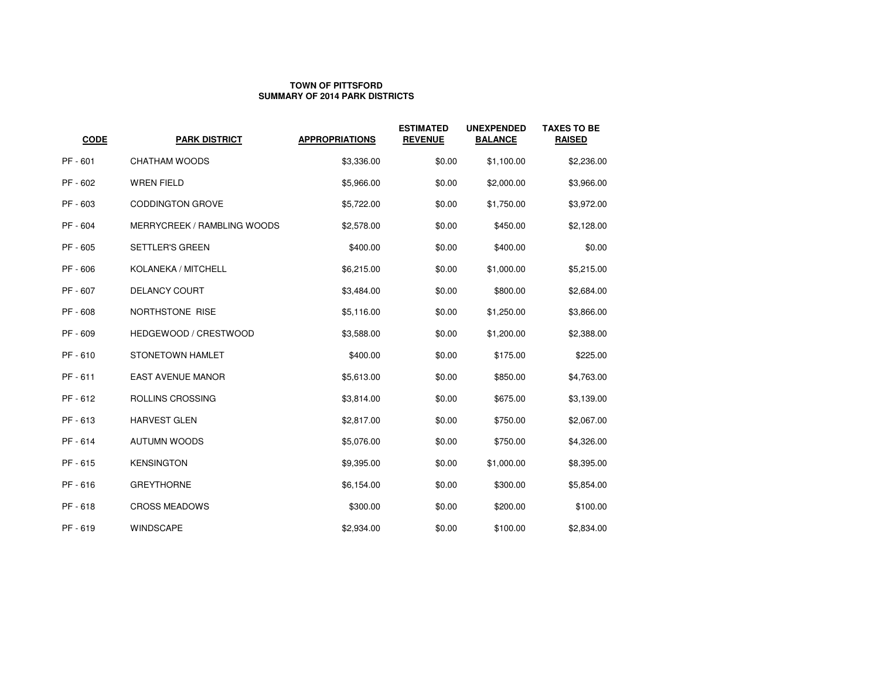**TOWN OF PITTSFORD**
**SUMMARY OF 2014 PARK DISTRICTS**

| CODE | PARK DISTRICT | APPROPRIATIONS | ESTIMATED REVENUE | UNEXPENDED BALANCE | TAXES TO BE RAISED |
|---|---|---|---|---|---|
| PF - 601 | CHATHAM WOODS | $3,336.00 | $0.00 | $1,100.00 | $2,236.00 |
| PF - 602 | WREN FIELD | $5,966.00 | $0.00 | $2,000.00 | $3,966.00 |
| PF - 603 | CODDINGTON GROVE | $5,722.00 | $0.00 | $1,750.00 | $3,972.00 |
| PF - 604 | MERRYCREEK / RAMBLING WOODS | $2,578.00 | $0.00 | $450.00 | $2,128.00 |
| PF - 605 | SETTLER'S GREEN | $400.00 | $0.00 | $400.00 | $0.00 |
| PF - 606 | KOLANEKA / MITCHELL | $6,215.00 | $0.00 | $1,000.00 | $5,215.00 |
| PF - 607 | DELANCY COURT | $3,484.00 | $0.00 | $800.00 | $2,684.00 |
| PF - 608 | NORTHSTONE RISE | $5,116.00 | $0.00 | $1,250.00 | $3,866.00 |
| PF - 609 | HEDGEWOOD / CRESTWOOD | $3,588.00 | $0.00 | $1,200.00 | $2,388.00 |
| PF - 610 | STONETOWN HAMLET | $400.00 | $0.00 | $175.00 | $225.00 |
| PF - 611 | EAST AVENUE MANOR | $5,613.00 | $0.00 | $850.00 | $4,763.00 |
| PF - 612 | ROLLINS CROSSING | $3,814.00 | $0.00 | $675.00 | $3,139.00 |
| PF - 613 | HARVEST GLEN | $2,817.00 | $0.00 | $750.00 | $2,067.00 |
| PF - 614 | AUTUMN WOODS | $5,076.00 | $0.00 | $750.00 | $4,326.00 |
| PF - 615 | KENSINGTON | $9,395.00 | $0.00 | $1,000.00 | $8,395.00 |
| PF - 616 | GREYTHORNE | $6,154.00 | $0.00 | $300.00 | $5,854.00 |
| PF - 618 | CROSS MEADOWS | $300.00 | $0.00 | $200.00 | $100.00 |
| PF - 619 | WINDSCAPE | $2,934.00 | $0.00 | $100.00 | $2,834.00 |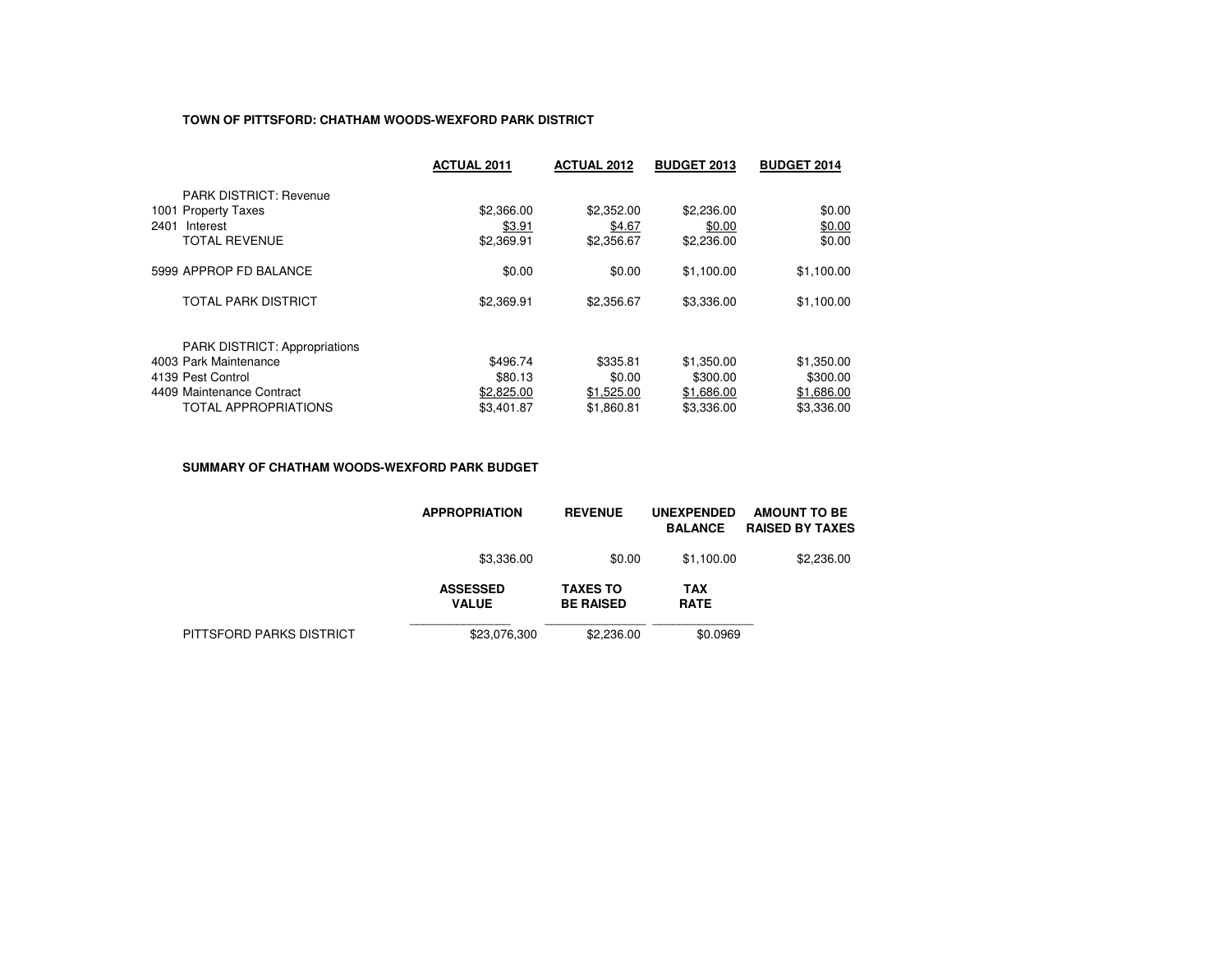**TOWN OF PITTSFORD: CHATHAM WOODS-WEXFORD PARK DISTRICT**

| | ACTUAL 2011 | ACTUAL 2012 | BUDGET 2013 | BUDGET 2014 |
|---|---|---|---|---|
| PARK DISTRICT: Revenue | | | | |
| 1001 Property Taxes | $2,366.00 | $2,352.00 | $2,236.00 | $0.00 |
| 2401 Interest | $3.91 | $4.67 | $0.00 | $0.00 |
| TOTAL REVENUE | $2,369.91 | $2,356.67 | $2,236.00 | $0.00 |
| | | | | |
| 5999 APPROP FD BALANCE | $0.00 | $0.00 | $1,100.00 | $1,100.00 |
| | | | | |
| TOTAL PARK DISTRICT | $2,369.91 | $2,356.67 | $3,336.00 | $1,100.00 |
| | | | | |
| PARK DISTRICT: Appropriations | | | | |
| 4003 Park Maintenance | $496.74 | $335.81 | $1,350.00 | $1,350.00 |
| 4139 Pest Control | $80.13 | $0.00 | $300.00 | $300.00 |
| 4409 Maintenance Contract | $2,825.00 | $1,525.00 | $1,686.00 | $1,686.00 |
| TOTAL APPROPRIATIONS | $3,401.87 | $1,860.81 | $3,336.00 | $3,336.00 |

**SUMMARY OF CHATHAM WOODS-WEXFORD PARK BUDGET**

| APPROPRIATION | REVENUE | UNEXPENDED BALANCE | AMOUNT TO BE RAISED BY TAXES |
|---|---|---|---|
| $3,336.00 | $0.00 | $1,100.00 | $2,236.00 |

| | ASSESSED VALUE | TAXES TO BE RAISED | TAX RATE |
|---|---|---|---|
| PITTSFORD PARKS DISTRICT | $23,076,300 | $2,236.00 | $0.0969 |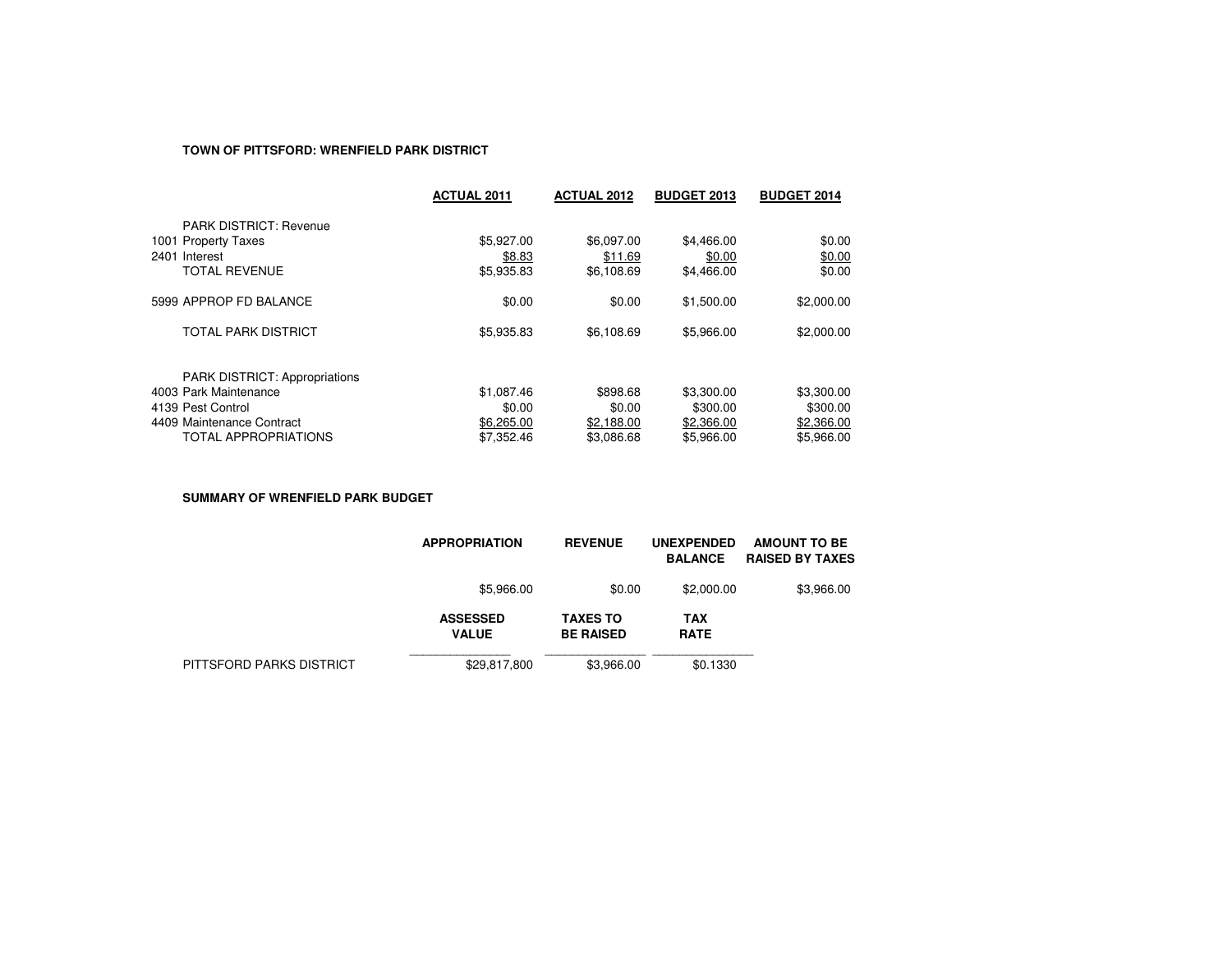**TOWN OF PITTSFORD: WRENFIELD PARK DISTRICT**

| | | ACTUAL 2011 | ACTUAL 2012 | BUDGET 2013 | BUDGET 2014 |
|---|---|---|---|---|---|
| | PARK DISTRICT: Revenue | | | | |
| 1001 | Property Taxes | $5,927.00 | $6,097.00 | $4,466.00 | $0.00 |
| 2401 | Interest | $8.83 | $11.69 | $0.00 | $0.00 |
| | TOTAL REVENUE | $5,935.83 | $6,108.69 | $4,466.00 | $0.00 |
| 5999 | APPROP FD BALANCE | $0.00 | $0.00 | $1,500.00 | $2,000.00 |
| | TOTAL PARK DISTRICT | $5,935.83 | $6,108.69 | $5,966.00 | $2,000.00 |
| | PARK DISTRICT: Appropriations | | | | |
| 4003 | Park Maintenance | $1,087.46 | $898.68 | $3,300.00 | $3,300.00 |
| 4139 | Pest Control | $0.00 | $0.00 | $300.00 | $300.00 |
| 4409 | Maintenance Contract | $6,265.00 | $2,188.00 | $2,366.00 | $2,366.00 |
| | TOTAL APPROPRIATIONS | $7,352.46 | $3,086.68 | $5,966.00 | $5,966.00 |

**SUMMARY OF WRENFIELD PARK BUDGET**

| APPROPRIATION | REVENUE | UNEXPENDED BALANCE | AMOUNT TO BE RAISED BY TAXES |
|---|---|---|---|
| $5,966.00 | $0.00 | $2,000.00 | $3,966.00 |

| | ASSESSED VALUE | TAXES TO BE RAISED | TAX RATE |
|---|---|---|---|
| PITTSFORD PARKS DISTRICT | $29,817,800 | $3,966.00 | $0.1330 |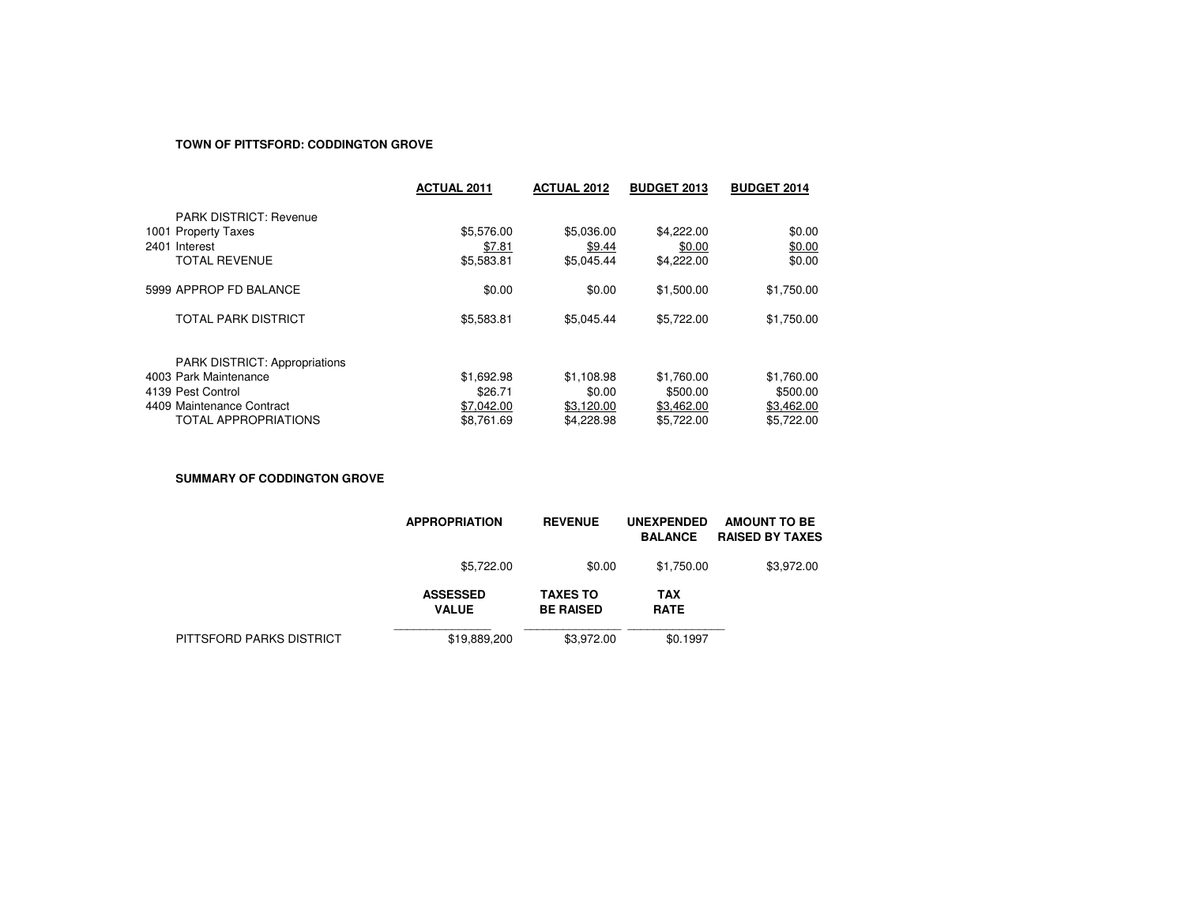**TOWN OF PITTSFORD: CODDINGTON GROVE**

| | | ACTUAL 2011 | ACTUAL 2012 | BUDGET 2013 | BUDGET 2014 |
|---|---|---|---|---|---|
| | PARK DISTRICT: Revenue | | | | |
| 1001 | Property Taxes | $5,576.00 | $5,036.00 | $4,222.00 | $0.00 |
| 2401 | Interest | $7.81 | $9.44 | $0.00 | $0.00 |
| | TOTAL REVENUE | $5,583.81 | $5,045.44 | $4,222.00 | $0.00 |
| 5999 | APPROP FD BALANCE | $0.00 | $0.00 | $1,500.00 | $1,750.00 |
| | TOTAL PARK DISTRICT | $5,583.81 | $5,045.44 | $5,722.00 | $1,750.00 |
| | PARK DISTRICT: Appropriations | | | | |
| 4003 | Park Maintenance | $1,692.98 | $1,108.98 | $1,760.00 | $1,760.00 |
| 4139 | Pest Control | $26.71 | $0.00 | $500.00 | $500.00 |
| 4409 | Maintenance Contract | $7,042.00 | $3,120.00 | $3,462.00 | $3,462.00 |
| | TOTAL APPROPRIATIONS | $8,761.69 | $4,228.98 | $5,722.00 | $5,722.00 |

**SUMMARY OF CODDINGTON GROVE**

| APPROPRIATION | REVENUE | UNEXPENDED BALANCE | AMOUNT TO BE RAISED BY TAXES |
|---|---|---|---|
| $5,722.00 | $0.00 | $1,750.00 | $3,972.00 |

| | ASSESSED VALUE | TAXES TO BE RAISED | TAX RATE |
|---|---|---|---|
| PITTSFORD PARKS DISTRICT | $19,889,200 | $3,972.00 | $0.1997 |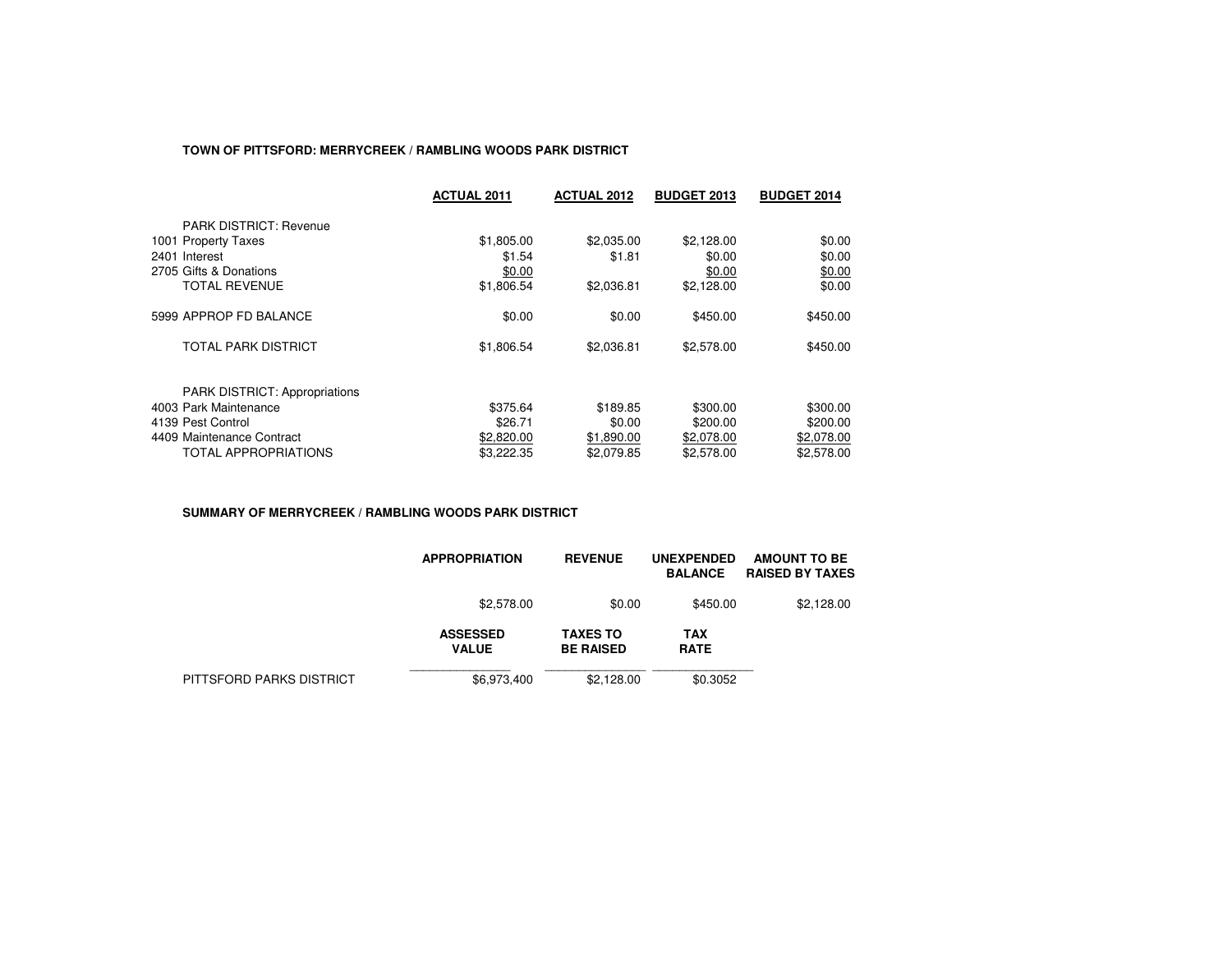**TOWN OF PITTSFORD: MERRYCREEK / RAMBLING WOODS PARK DISTRICT**

| | ACTUAL 2011 | ACTUAL 2012 | BUDGET 2013 | BUDGET 2014 |
|---|---|---|---|---|
| PARK DISTRICT: Revenue | | | | |
| 1001 Property Taxes | $1,805.00 | $2,035.00 | $2,128.00 | $0.00 |
| 2401 Interest | $1.54 | $1.81 | $0.00 | $0.00 |
| 2705 Gifts & Donations | $0.00 | | $0.00 | $0.00 |
| TOTAL REVENUE | $1,806.54 | $2,036.81 | $2,128.00 | $0.00 |
| 5999 APPROP FD BALANCE | $0.00 | $0.00 | $450.00 | $450.00 |
| TOTAL PARK DISTRICT | $1,806.54 | $2,036.81 | $2,578.00 | $450.00 |
| PARK DISTRICT: Appropriations | | | | |
| 4003 Park Maintenance | $375.64 | $189.85 | $300.00 | $300.00 |
| 4139 Pest Control | $26.71 | $0.00 | $200.00 | $200.00 |
| 4409 Maintenance Contract | $2,820.00 | $1,890.00 | $2,078.00 | $2,078.00 |
| TOTAL APPROPRIATIONS | $3,222.35 | $2,079.85 | $2,578.00 | $2,578.00 |

**SUMMARY OF MERRYCREEK / RAMBLING WOODS PARK DISTRICT**

| APPROPRIATION | REVENUE | UNEXPENDED BALANCE | AMOUNT TO BE RAISED BY TAXES |
|---|---|---|---|
| $2,578.00 | $0.00 | $450.00 | $2,128.00 |

| | ASSESSED VALUE | TAXES TO BE RAISED | TAX RATE |
|---|---|---|---|
| PITTSFORD PARKS DISTRICT | $6,973,400 | $2,128.00 | $0.3052 |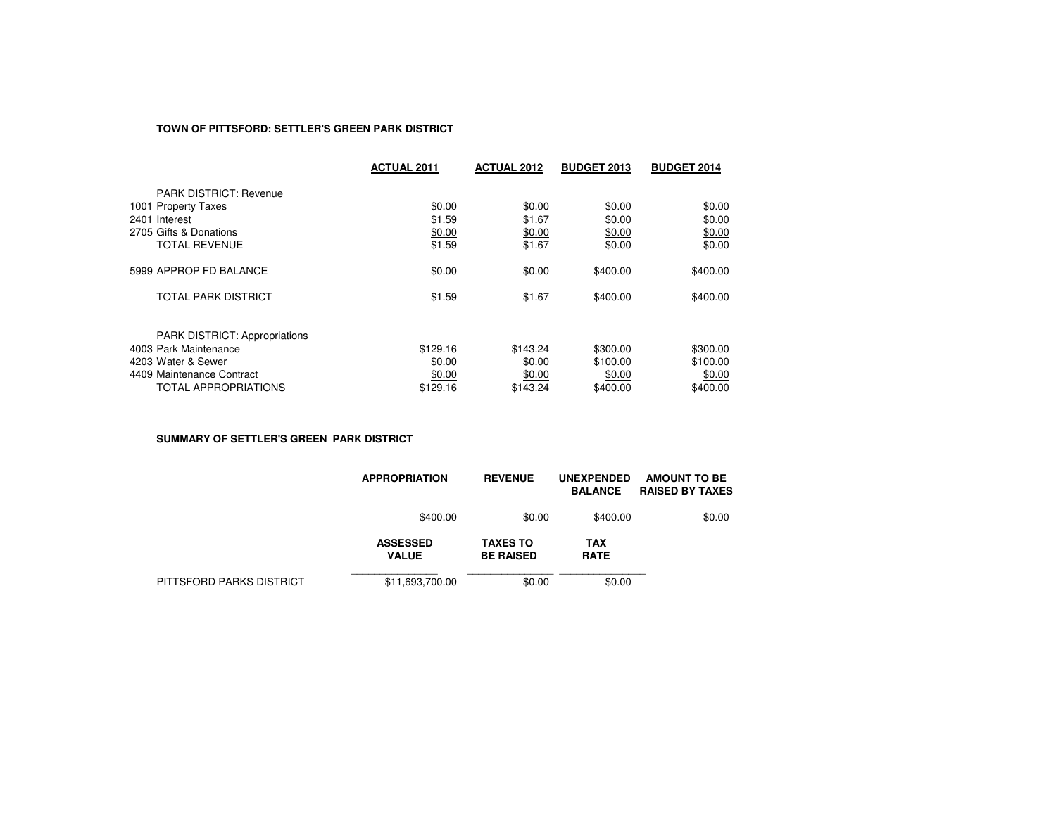**TOWN OF PITTSFORD: SETTLER'S GREEN PARK DISTRICT**

| | ACTUAL 2011 | ACTUAL 2012 | BUDGET 2013 | BUDGET 2014 |
|---|---|---|---|---|
| PARK DISTRICT: Revenue | | | | |
| 1001 Property Taxes | $0.00 | $0.00 | $0.00 | $0.00 |
| 2401 Interest | $1.59 | $1.67 | $0.00 | $0.00 |
| 2705 Gifts & Donations | $0.00 | $0.00 | $0.00 | $0.00 |
| TOTAL REVENUE | $1.59 | $1.67 | $0.00 | $0.00 |
| 5999 APPROP FD BALANCE | $0.00 | $0.00 | $400.00 | $400.00 |
| TOTAL PARK DISTRICT | $1.59 | $1.67 | $400.00 | $400.00 |
| PARK DISTRICT: Appropriations | | | | |
| 4003 Park Maintenance | $129.16 | $143.24 | $300.00 | $300.00 |
| 4203 Water & Sewer | $0.00 | $0.00 | $100.00 | $100.00 |
| 4409 Maintenance Contract | $0.00 | $0.00 | $0.00 | $0.00 |
| TOTAL APPROPRIATIONS | $129.16 | $143.24 | $400.00 | $400.00 |

**SUMMARY OF SETTLER'S GREEN PARK DISTRICT**

| APPROPRIATION | REVENUE | UNEXPENDED BALANCE | AMOUNT TO BE RAISED BY TAXES |
|---|---|---|---|
| $400.00 | $0.00 | $400.00 | $0.00 |

| | ASSESSED VALUE | TAXES TO BE RAISED | TAX RATE |
|---|---|---|---|
| PITTSFORD PARKS DISTRICT | $11,693,700.00 | $0.00 | $0.00 |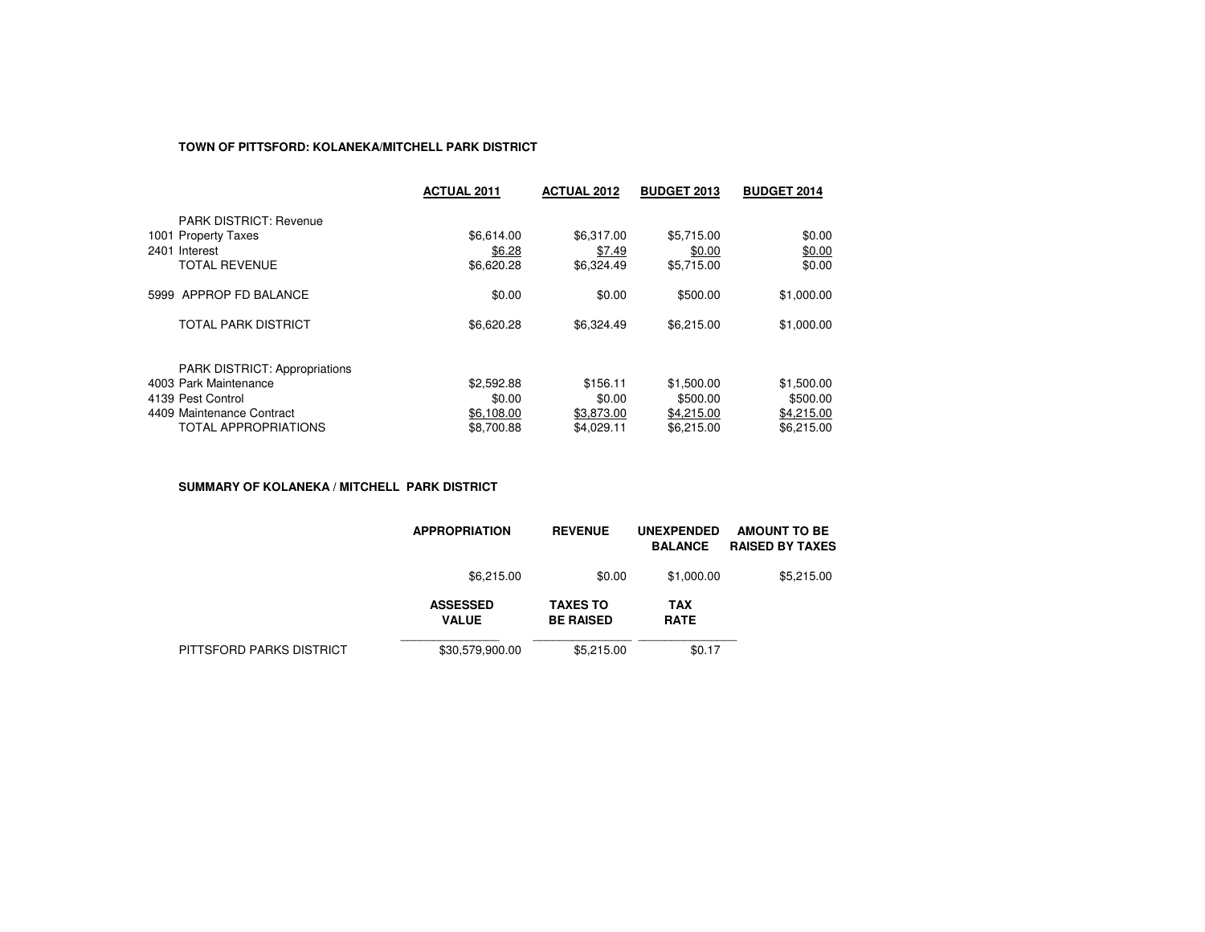**TOWN OF PITTSFORD: KOLANEKA/MITCHELL PARK DISTRICT**

| | ACTUAL 2011 | ACTUAL 2012 | BUDGET 2013 | BUDGET 2014 |
|---|---|---|---|---|
| PARK DISTRICT: Revenue | | | | |
| 1001 Property Taxes | $6,614.00 | $6,317.00 | $5,715.00 | $0.00 |
| 2401 Interest | $6.28 | $7.49 | $0.00 | $0.00 |
| TOTAL REVENUE | $6,620.28 | $6,324.49 | $5,715.00 | $0.00 |
| 5999 APPROP FD BALANCE | $0.00 | $0.00 | $500.00 | $1,000.00 |
| TOTAL PARK DISTRICT | $6,620.28 | $6,324.49 | $6,215.00 | $1,000.00 |
| PARK DISTRICT: Appropriations | | | | |
| 4003 Park Maintenance | $2,592.88 | $156.11 | $1,500.00 | $1,500.00 |
| 4139 Pest Control | $0.00 | $0.00 | $500.00 | $500.00 |
| 4409 Maintenance Contract | $6,108.00 | $3,873.00 | $4,215.00 | $4,215.00 |
| TOTAL APPROPRIATIONS | $8,700.88 | $4,029.11 | $6,215.00 | $6,215.00 |

**SUMMARY OF KOLANEKA / MITCHELL PARK DISTRICT**

| | APPROPRIATION | REVENUE | UNEXPENDED BALANCE | AMOUNT TO BE RAISED BY TAXES |
|---|---|---|---|---|
| | $6,215.00 | $0.00 | $1,000.00 | $5,215.00 |

| | ASSESSED VALUE | TAXES TO BE RAISED | TAX RATE |
|---|---|---|---|
| PITTSFORD PARKS DISTRICT | $30,579,900.00 | $5,215.00 | $0.17 |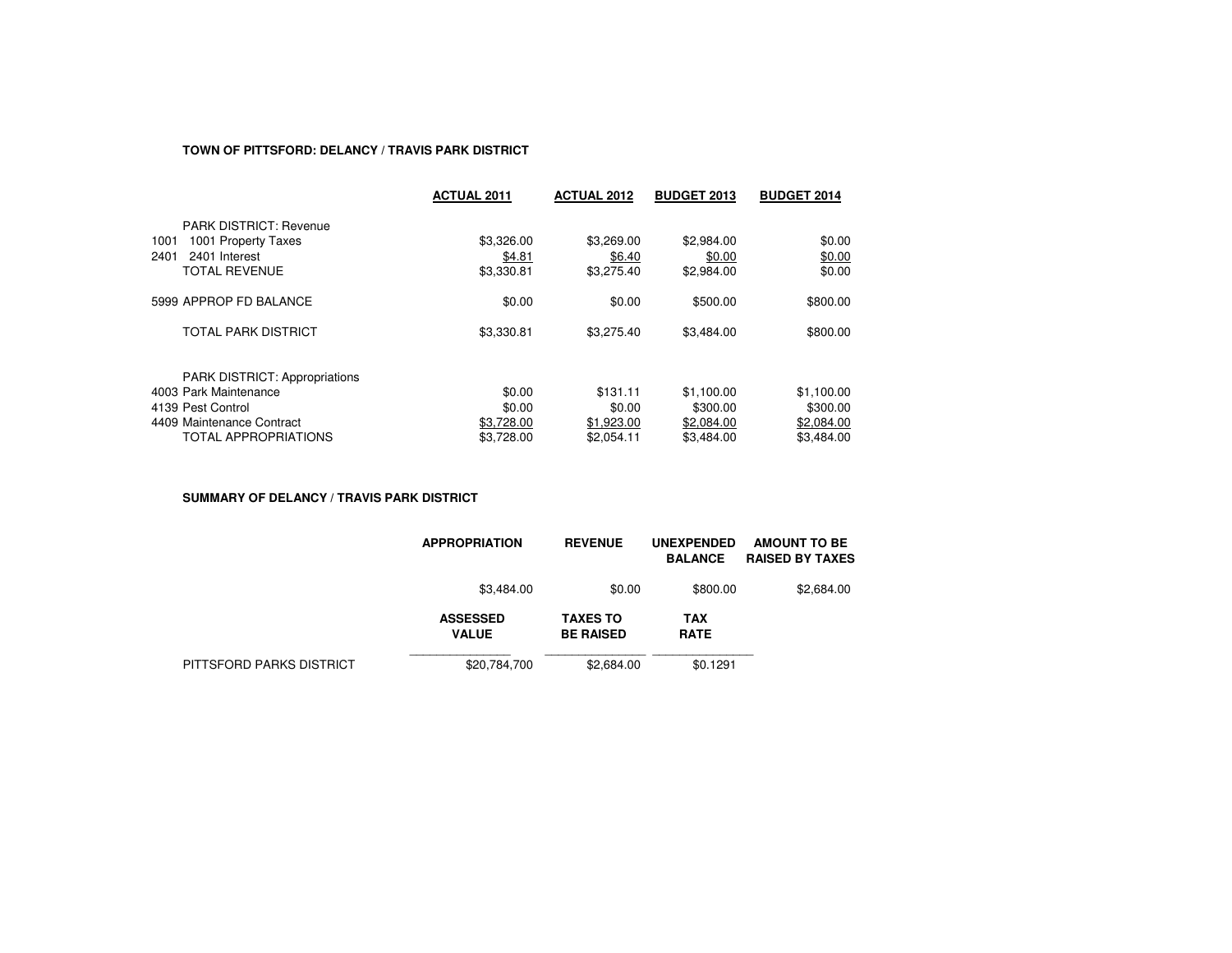**TOWN OF PITTSFORD: DELANCY / TRAVIS PARK DISTRICT**

| | | ACTUAL 2011 | ACTUAL 2012 | BUDGET 2013 | BUDGET 2014 |
|---|---|---|---|---|---|
| | PARK DISTRICT: Revenue | | | | |
| 1001 | 1001 Property Taxes | $3,326.00 | $3,269.00 | $2,984.00 | $0.00 |
| 2401 | 2401 Interest | $4.81 | $6.40 | $0.00 | $0.00 |
| | TOTAL REVENUE | $3,330.81 | $3,275.40 | $2,984.00 | $0.00 |
| | 5999 APPROP FD BALANCE | $0.00 | $0.00 | $500.00 | $800.00 |
| | TOTAL PARK DISTRICT | $3,330.81 | $3,275.40 | $3,484.00 | $800.00 |
| | PARK DISTRICT: Appropriations | | | | |
| | 4003 Park Maintenance | $0.00 | $131.11 | $1,100.00 | $1,100.00 |
| | 4139 Pest Control | $0.00 | $0.00 | $300.00 | $300.00 |
| | 4409 Maintenance Contract | $3,728.00 | $1,923.00 | $2,084.00 | $2,084.00 |
| | TOTAL APPROPRIATIONS | $3,728.00 | $2,054.11 | $3,484.00 | $3,484.00 |

**SUMMARY OF DELANCY / TRAVIS PARK DISTRICT**

| | APPROPRIATION | REVENUE | UNEXPENDED BALANCE | AMOUNT TO BE RAISED BY TAXES |
|---|---|---|---|---|
| | $3,484.00 | $0.00 | $800.00 | $2,684.00 |

| | ASSESSED VALUE | TAXES TO BE RAISED | TAX RATE |
|---|---|---|---|
| PITTSFORD PARKS DISTRICT | $20,784,700 | $2,684.00 | $0.1291 |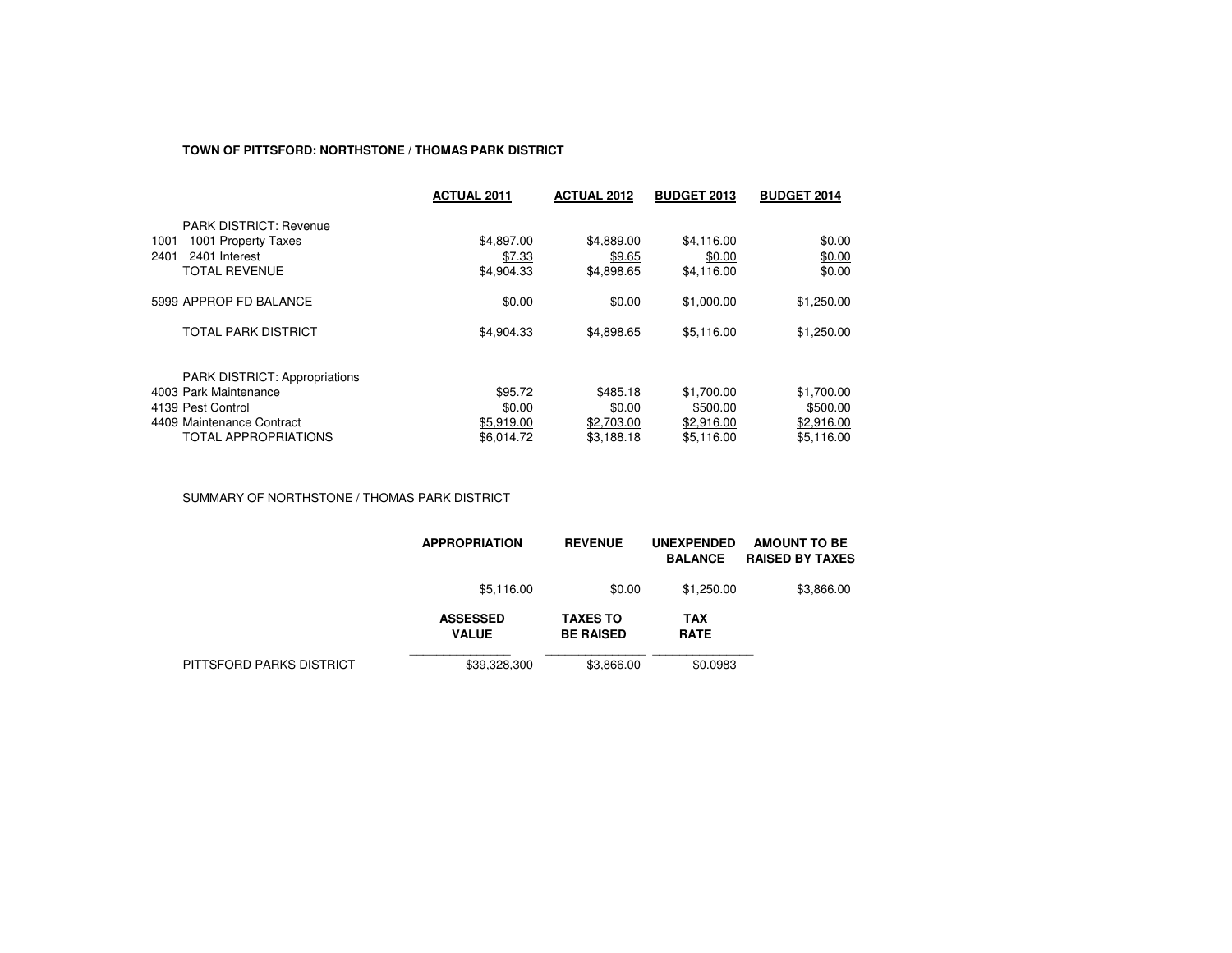**TOWN OF PITTSFORD: NORTHSTONE / THOMAS PARK DISTRICT**

| | | ACTUAL 2011 | ACTUAL 2012 | BUDGET 2013 | BUDGET 2014 |
|---|---|---|---|---|---|
| | PARK DISTRICT: Revenue | | | | |
| 1001 | 1001 Property Taxes | $4,897.00 | $4,889.00 | $4,116.00 | $0.00 |
| 2401 | 2401 Interest | $7.33 | $9.65 | $0.00 | $0.00 |
| | TOTAL REVENUE | $4,904.33 | $4,898.65 | $4,116.00 | $0.00 |
| 5999 | APPROP FD BALANCE | $0.00 | $0.00 | $1,000.00 | $1,250.00 |
| | TOTAL PARK DISTRICT | $4,904.33 | $4,898.65 | $5,116.00 | $1,250.00 |
| | PARK DISTRICT: Appropriations | | | | |
| 4003 | Park Maintenance | $95.72 | $485.18 | $1,700.00 | $1,700.00 |
| 4139 | Pest Control | $0.00 | $0.00 | $500.00 | $500.00 |
| 4409 | Maintenance Contract | $5,919.00 | $2,703.00 | $2,916.00 | $2,916.00 |
| | TOTAL APPROPRIATIONS | $6,014.72 | $3,188.18 | $5,116.00 | $5,116.00 |

SUMMARY OF NORTHSTONE / THOMAS PARK DISTRICT

| APPROPRIATION | REVENUE | UNEXPENDED BALANCE | AMOUNT TO BE RAISED BY TAXES |
|---|---|---|---|
| $5,116.00 | $0.00 | $1,250.00 | $3,866.00 |

| | ASSESSED VALUE | TAXES TO BE RAISED | TAX RATE |
|---|---|---|---|
| PITTSFORD PARKS DISTRICT | $39,328,300 | $3,866.00 | $0.0983 |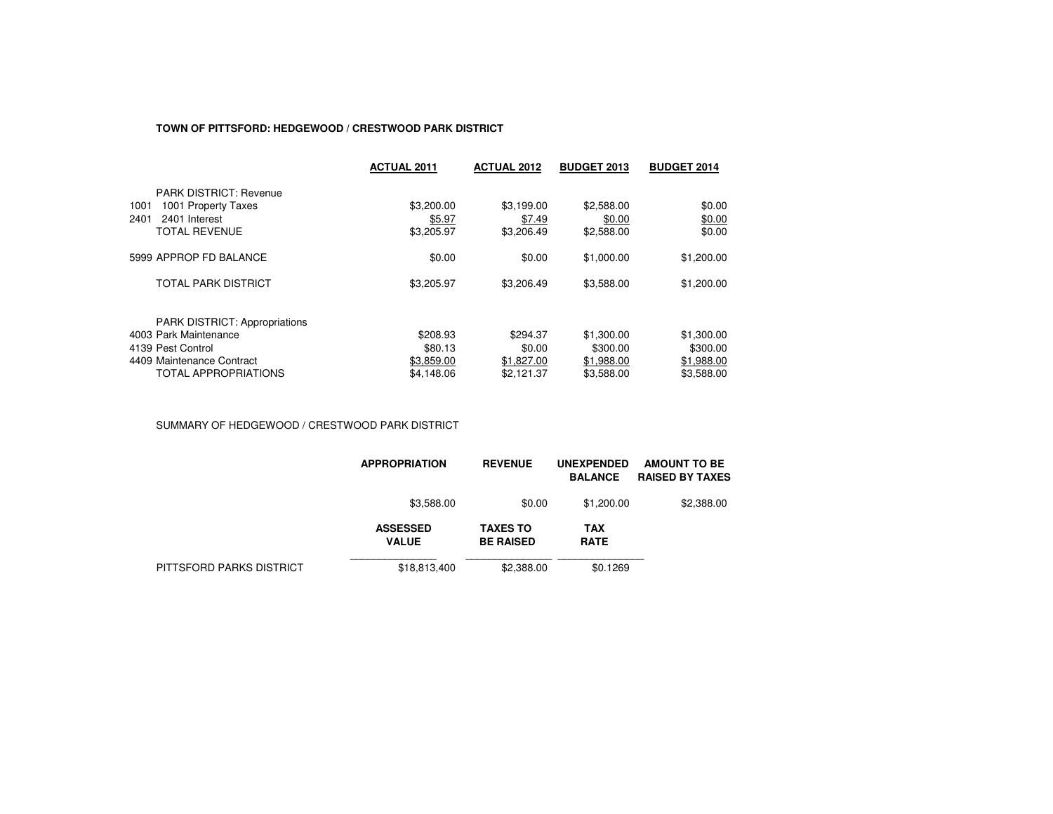**TOWN OF PITTSFORD: HEDGEWOOD / CRESTWOOD PARK DISTRICT**

| | | ACTUAL 2011 | ACTUAL 2012 | BUDGET 2013 | BUDGET 2014 |
|---|---|---|---|---|---|
| | PARK DISTRICT: Revenue | | | | |
| 1001 | 1001 Property Taxes | $3,200.00 | $3,199.00 | $2,588.00 | $0.00 |
| 2401 | 2401 Interest | $5.97 | $7.49 | $0.00 | $0.00 |
| | TOTAL REVENUE | $3,205.97 | $3,206.49 | $2,588.00 | $0.00 |
| | 5999 APPROP FD BALANCE | $0.00 | $0.00 | $1,000.00 | $1,200.00 |
| | TOTAL PARK DISTRICT | $3,205.97 | $3,206.49 | $3,588.00 | $1,200.00 |
| | PARK DISTRICT: Appropriations | | | | |
| | 4003 Park Maintenance | $208.93 | $294.37 | $1,300.00 | $1,300.00 |
| | 4139 Pest Control | $80.13 | $0.00 | $300.00 | $300.00 |
| | 4409 Maintenance Contract | $3,859.00 | $1,827.00 | $1,988.00 | $1,988.00 |
| | TOTAL APPROPRIATIONS | $4,148.06 | $2,121.37 | $3,588.00 | $3,588.00 |

SUMMARY OF HEDGEWOOD / CRESTWOOD PARK DISTRICT

| APPROPRIATION | REVENUE | UNEXPENDED BALANCE | AMOUNT TO BE RAISED BY TAXES |
|---|---|---|---|
| $3,588.00 | $0.00 | $1,200.00 | $2,388.00 |

| | ASSESSED VALUE | TAXES TO BE RAISED | TAX RATE |
|---|---|---|---|
| PITTSFORD PARKS DISTRICT | $18,813,400 | $2,388.00 | $0.1269 |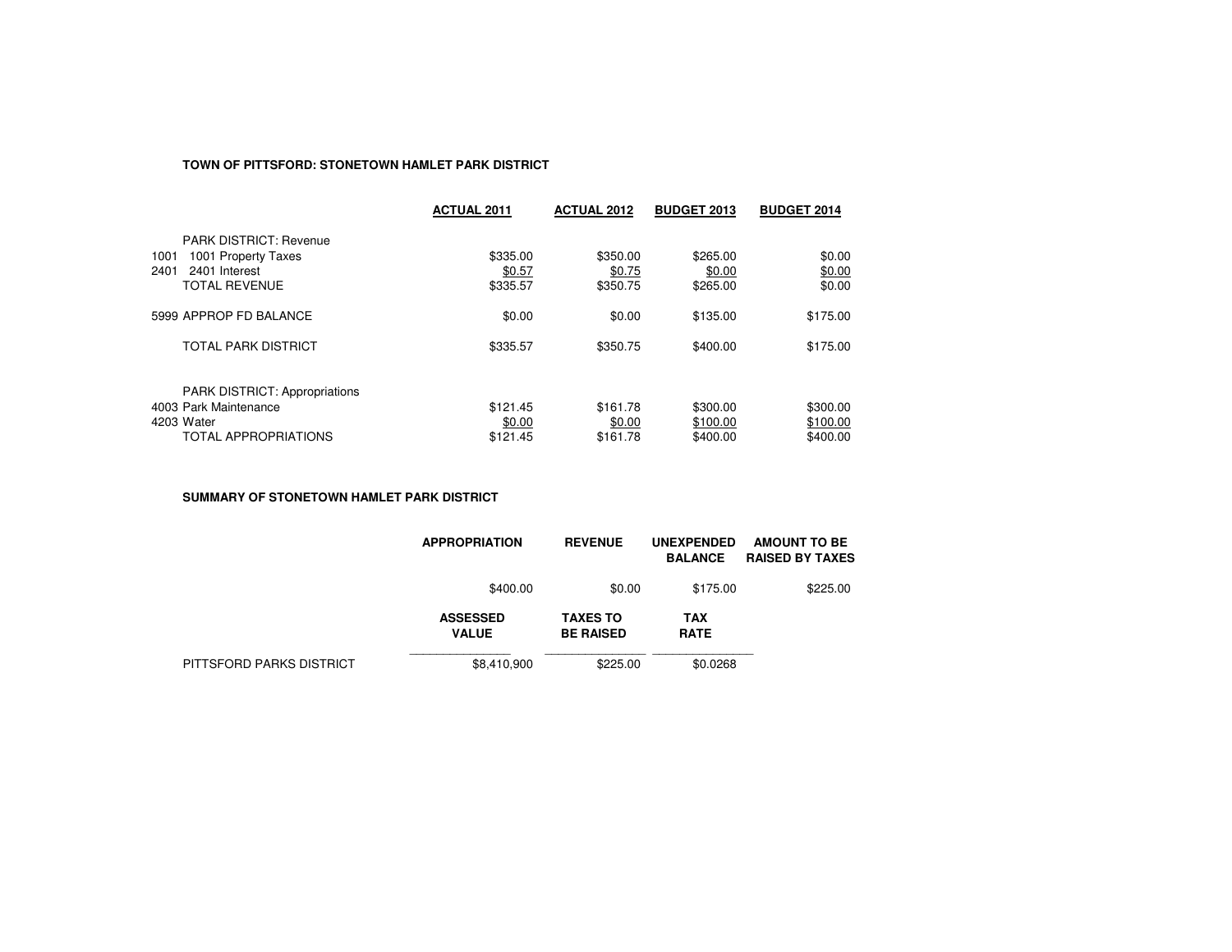**TOWN OF PITTSFORD: STONETOWN HAMLET PARK DISTRICT**

| | | ACTUAL 2011 | ACTUAL 2012 | BUDGET 2013 | BUDGET 2014 |
|---|---|---|---|---|---|
| | PARK DISTRICT: Revenue | | | | |
| 1001 | 1001 Property Taxes | $335.00 | $350.00 | $265.00 | $0.00 |
| 2401 | 2401 Interest | $0.57 | $0.75 | $0.00 | $0.00 |
| | TOTAL REVENUE | $335.57 | $350.75 | $265.00 | $0.00 |
| 5999 | APPROP FD BALANCE | $0.00 | $0.00 | $135.00 | $175.00 |
| | TOTAL PARK DISTRICT | $335.57 | $350.75 | $400.00 | $175.00 |
| | PARK DISTRICT: Appropriations | | | | |
| 4003 | Park Maintenance | $121.45 | $161.78 | $300.00 | $300.00 |
| 4203 | Water | $0.00 | $0.00 | $100.00 | $100.00 |
| | TOTAL APPROPRIATIONS | $121.45 | $161.78 | $400.00 | $400.00 |

**SUMMARY OF STONETOWN HAMLET PARK DISTRICT**

| APPROPRIATION | REVENUE | UNEXPENDED BALANCE | AMOUNT TO BE RAISED BY TAXES |
|---|---|---|---|
| $400.00 | $0.00 | $175.00 | $225.00 |

| | ASSESSED VALUE | TAXES TO BE RAISED | TAX RATE |
|---|---|---|---|
| PITTSFORD PARKS DISTRICT | $8,410,900 | $225.00 | $0.0268 |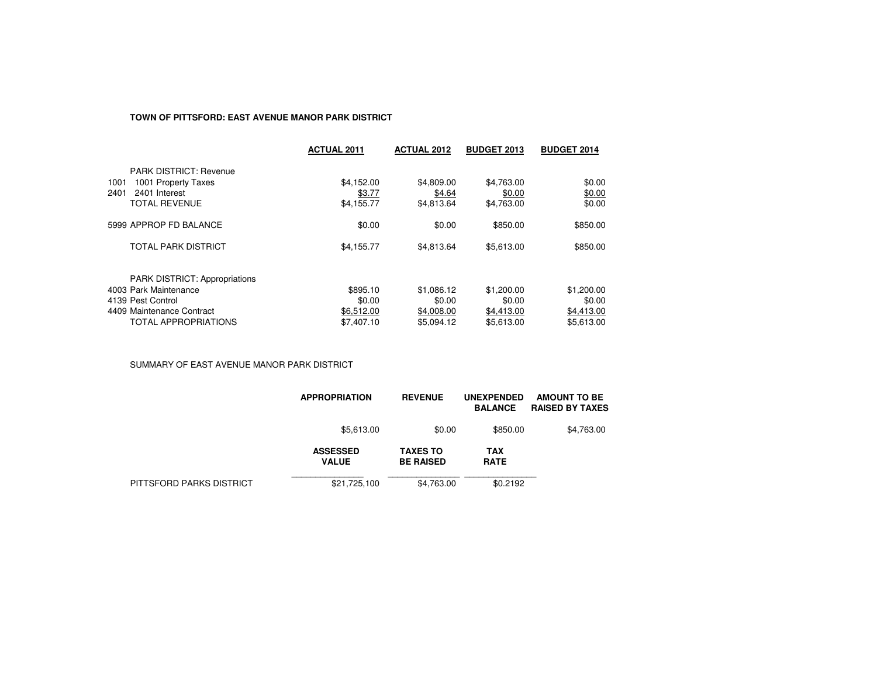**TOWN OF PITTSFORD: EAST AVENUE MANOR PARK DISTRICT**

| | | ACTUAL 2011 | ACTUAL 2012 | BUDGET 2013 | BUDGET 2014 |
|---|---|---|---|---|---|
| | PARK DISTRICT: Revenue | | | | |
| 1001 | 1001 Property Taxes | $4,152.00 | $4,809.00 | $4,763.00 | $0.00 |
| 2401 | 2401 Interest | $3.77 | $4.64 | $0.00 | $0.00 |
| | TOTAL REVENUE | $4,155.77 | $4,813.64 | $4,763.00 | $0.00 |
| | 5999 APPROP FD BALANCE | $0.00 | $0.00 | $850.00 | $850.00 |
| | TOTAL PARK DISTRICT | $4,155.77 | $4,813.64 | $5,613.00 | $850.00 |
| | PARK DISTRICT: Appropriations | | | | |
| | 4003 Park Maintenance | $895.10 | $1,086.12 | $1,200.00 | $1,200.00 |
| | 4139 Pest Control | $0.00 | $0.00 | $0.00 | $0.00 |
| | 4409 Maintenance Contract | $6,512.00 | $4,008.00 | $4,413.00 | $4,413.00 |
| | TOTAL APPROPRIATIONS | $7,407.10 | $5,094.12 | $5,613.00 | $5,613.00 |

SUMMARY OF EAST AVENUE MANOR PARK DISTRICT

| | APPROPRIATION | REVENUE | UNEXPENDED BALANCE | AMOUNT TO BE RAISED BY TAXES |
|---|---|---|---|---|
| | $5,613.00 | $0.00 | $850.00 | $4,763.00 |

| | ASSESSED VALUE | TAXES TO BE RAISED | TAX RATE |
|---|---|---|---|
| PITTSFORD PARKS DISTRICT | $21,725,100 | $4,763.00 | $0.2192 |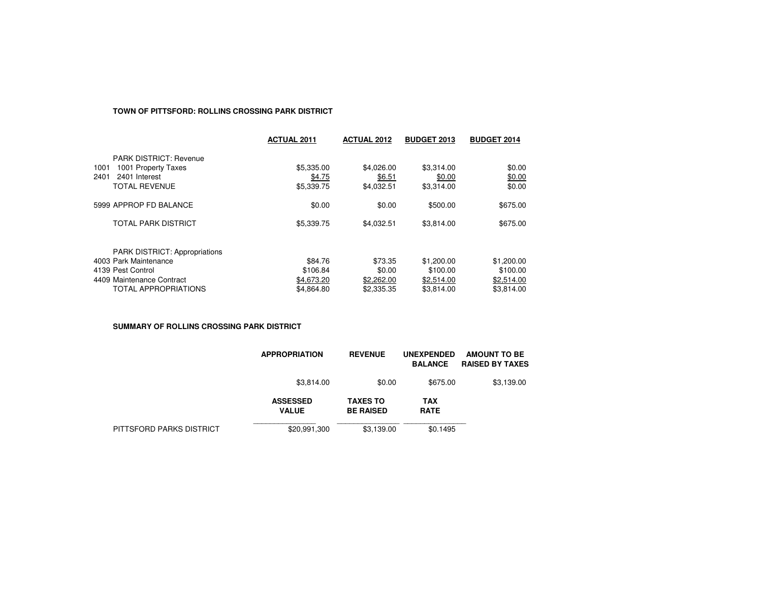**TOWN OF PITTSFORD: ROLLINS CROSSING PARK DISTRICT**

| | ACTUAL 2011 | ACTUAL 2012 | BUDGET 2013 | BUDGET 2014 |
|---|---|---|---|---|
| PARK DISTRICT: Revenue | | | | |
| 1001 1001 Property Taxes | $5,335.00 | $4,026.00 | $3,314.00 | $0.00 |
| 2401 2401 Interest | $4.75 | $6.51 | $0.00 | $0.00 |
| TOTAL REVENUE | $5,339.75 | $4,032.51 | $3,314.00 | $0.00 |
| 5999 APPROP FD BALANCE | $0.00 | $0.00 | $500.00 | $675.00 |
| TOTAL PARK DISTRICT | $5,339.75 | $4,032.51 | $3,814.00 | $675.00 |
| PARK DISTRICT: Appropriations | | | | |
| 4003 Park Maintenance | $84.76 | $73.35 | $1,200.00 | $1,200.00 |
| 4139 Pest Control | $106.84 | $0.00 | $100.00 | $100.00 |
| 4409 Maintenance Contract | $4,673.20 | $2,262.00 | $2,514.00 | $2,514.00 |
| TOTAL APPROPRIATIONS | $4,864.80 | $2,335.35 | $3,814.00 | $3,814.00 |

**SUMMARY OF ROLLINS CROSSING PARK DISTRICT**

| | APPROPRIATION | REVENUE | UNEXPENDED BALANCE | AMOUNT TO BE RAISED BY TAXES |
|---|---|---|---|---|
| | $3,814.00 | $0.00 | $675.00 | $3,139.00 |

| | ASSESSED VALUE | TAXES TO BE RAISED | TAX RATE |
|---|---|---|---|
| PITTSFORD PARKS DISTRICT | $20,991,300 | $3,139.00 | $0.1495 |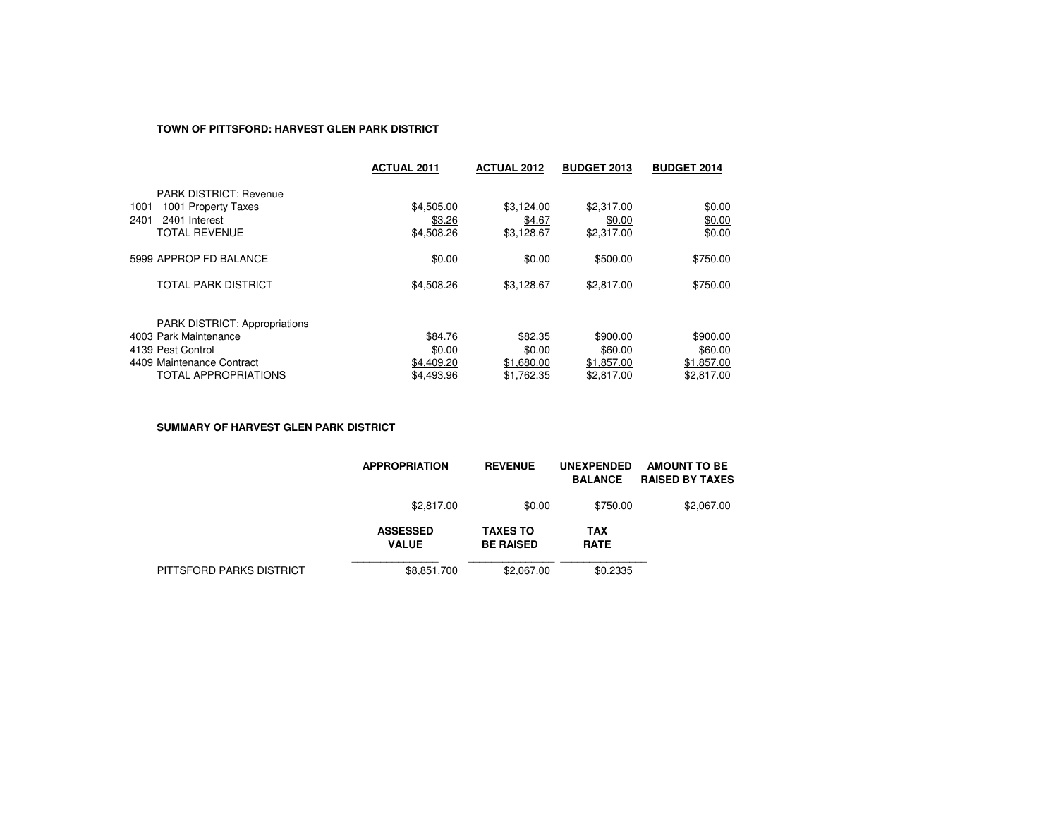**TOWN OF PITTSFORD: HARVEST GLEN PARK DISTRICT**

| | | ACTUAL 2011 | ACTUAL 2012 | BUDGET 2013 | BUDGET 2014 |
|---|---|---|---|---|---|
| | PARK DISTRICT: Revenue | | | | |
| 1001 | 1001 Property Taxes | $4,505.00 | $3,124.00 | $2,317.00 | $0.00 |
| 2401 | 2401 Interest | $3.26 | $4.67 | $0.00 | $0.00 |
| | TOTAL REVENUE | $4,508.26 | $3,128.67 | $2,317.00 | $0.00 |
| | 5999 APPROP FD BALANCE | $0.00 | $0.00 | $500.00 | $750.00 |
| | TOTAL PARK DISTRICT | $4,508.26 | $3,128.67 | $2,817.00 | $750.00 |
| | PARK DISTRICT: Appropriations | | | | |
| | 4003 Park Maintenance | $84.76 | $82.35 | $900.00 | $900.00 |
| | 4139 Pest Control | $0.00 | $0.00 | $60.00 | $60.00 |
| | 4409 Maintenance Contract | $4,409.20 | $1,680.00 | $1,857.00 | $1,857.00 |
| | TOTAL APPROPRIATIONS | $4,493.96 | $1,762.35 | $2,817.00 | $2,817.00 |

**SUMMARY OF HARVEST GLEN PARK DISTRICT**

| | APPROPRIATION | REVENUE | UNEXPENDED BALANCE | AMOUNT TO BE RAISED BY TAXES |
|---|---|---|---|---|
| | $2,817.00 | $0.00 | $750.00 | $2,067.00 |

| | ASSESSED VALUE | TAXES TO BE RAISED | TAX RATE |
|---|---|---|---|
| PITTSFORD PARKS DISTRICT | $8,851,700 | $2,067.00 | $0.2335 |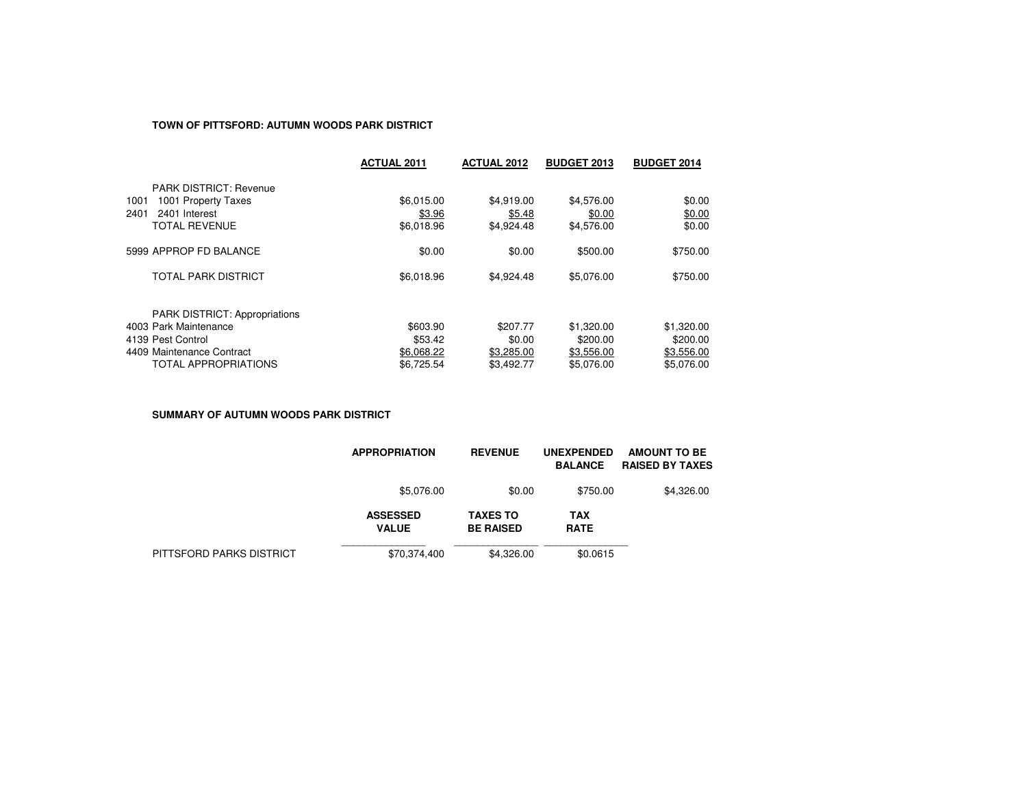**TOWN OF PITTSFORD: AUTUMN WOODS PARK DISTRICT**

| | | ACTUAL 2011 | ACTUAL 2012 | BUDGET 2013 | BUDGET 2014 |
|---|---|---|---|---|---|
| | PARK DISTRICT: Revenue | | | | |
| 1001 | 1001 Property Taxes | $6,015.00 | $4,919.00 | $4,576.00 | $0.00 |
| 2401 | 2401 Interest | $3.96 | $5.48 | $0.00 | $0.00 |
| | TOTAL REVENUE | $6,018.96 | $4,924.48 | $4,576.00 | $0.00 |
| | 5999 APPROP FD BALANCE | $0.00 | $0.00 | $500.00 | $750.00 |
| | TOTAL PARK DISTRICT | $6,018.96 | $4,924.48 | $5,076.00 | $750.00 |
| | PARK DISTRICT: Appropriations | | | | |
| | 4003 Park Maintenance | $603.90 | $207.77 | $1,320.00 | $1,320.00 |
| | 4139 Pest Control | $53.42 | $0.00 | $200.00 | $200.00 |
| | 4409 Maintenance Contract | $6,068.22 | $3,285.00 | $3,556.00 | $3,556.00 |
| | TOTAL APPROPRIATIONS | $6,725.54 | $3,492.77 | $5,076.00 | $5,076.00 |

**SUMMARY OF AUTUMN WOODS PARK DISTRICT**

| APPROPRIATION | REVENUE | UNEXPENDED BALANCE | AMOUNT TO BE RAISED BY TAXES |
|---|---|---|---|
| $5,076.00 | $0.00 | $750.00 | $4,326.00 |

| | ASSESSED VALUE | TAXES TO BE RAISED | TAX RATE |
|---|---|---|---|
| PITTSFORD PARKS DISTRICT | $70,374,400 | $4,326.00 | $0.0615 |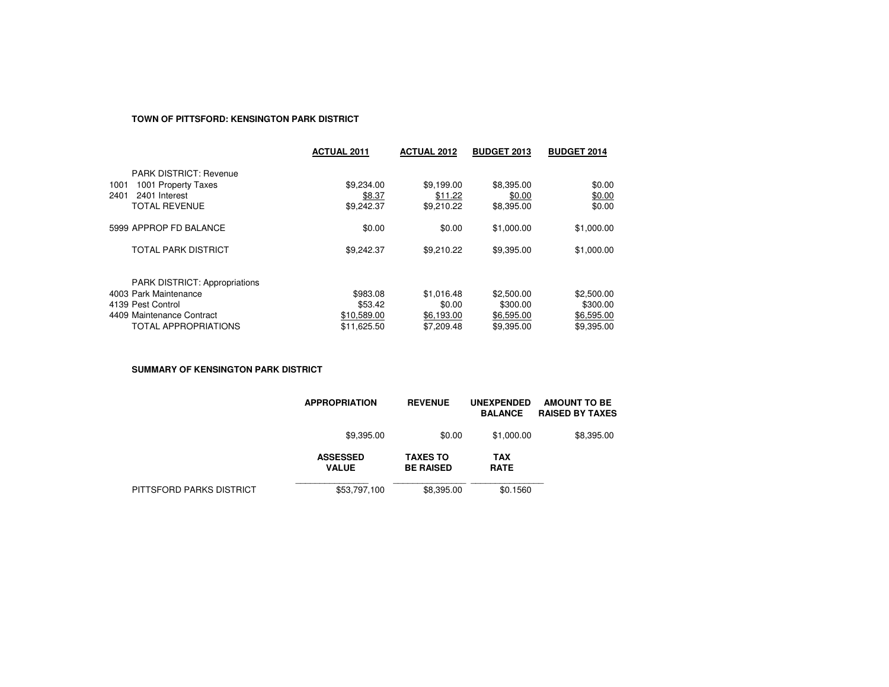**TOWN OF PITTSFORD: KENSINGTON PARK DISTRICT**

| | | ACTUAL 2011 | ACTUAL 2012 | BUDGET 2013 | BUDGET 2014 |
|---|---|---|---|---|---|
| | PARK DISTRICT: Revenue | | | | |
| 1001 | 1001 Property Taxes | $9,234.00 | $9,199.00 | $8,395.00 | $0.00 |
| 2401 | 2401 Interest | $8.37 | $11.22 | $0.00 | $0.00 |
| | TOTAL REVENUE | $9,242.37 | $9,210.22 | $8,395.00 | $0.00 |
| 5999 | APPROP FD BALANCE | $0.00 | $0.00 | $1,000.00 | $1,000.00 |
| | TOTAL PARK DISTRICT | $9,242.37 | $9,210.22 | $9,395.00 | $1,000.00 |
| | PARK DISTRICT: Appropriations | | | | |
| 4003 | Park Maintenance | $983.08 | $1,016.48 | $2,500.00 | $2,500.00 |
| 4139 | Pest Control | $53.42 | $0.00 | $300.00 | $300.00 |
| 4409 | Maintenance Contract | $10,589.00 | $6,193.00 | $6,595.00 | $6,595.00 |
| | TOTAL APPROPRIATIONS | $11,625.50 | $7,209.48 | $9,395.00 | $9,395.00 |

**SUMMARY OF KENSINGTON PARK DISTRICT**

| | APPROPRIATION | REVENUE | UNEXPENDED BALANCE | AMOUNT TO BE RAISED BY TAXES |
|---|---|---|---|---|
| | $9,395.00 | $0.00 | $1,000.00 | $8,395.00 |

| | ASSESSED VALUE | TAXES TO BE RAISED | TAX RATE |
|---|---|---|---|
| PITTSFORD PARKS DISTRICT | $53,797,100 | $8,395.00 | $0.1560 |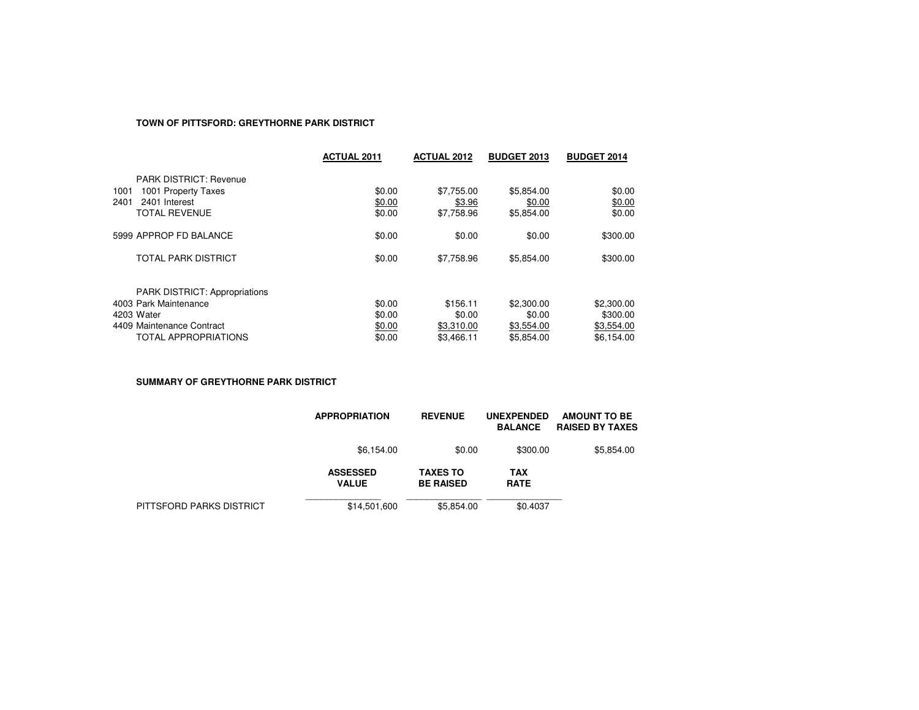**TOWN OF PITTSFORD: GREYTHORNE PARK DISTRICT**

| | | ACTUAL 2011 | ACTUAL 2012 | BUDGET 2013 | BUDGET 2014 |
|---|---|---|---|---|---|
| | PARK DISTRICT: Revenue | | | | |
| 1001 | 1001 Property Taxes | $0.00 | $7,755.00 | $5,854.00 | $0.00 |
| 2401 | 2401 Interest | $0.00 | $3.96 | $0.00 | $0.00 |
| | TOTAL REVENUE | $0.00 | $7,758.96 | $5,854.00 | $0.00 |
| | 5999 APPROP FD BALANCE | $0.00 | $0.00 | $0.00 | $300.00 |
| | TOTAL PARK DISTRICT | $0.00 | $7,758.96 | $5,854.00 | $300.00 |
| | PARK DISTRICT: Appropriations | | | | |
| | 4003 Park Maintenance | $0.00 | $156.11 | $2,300.00 | $2,300.00 |
| | 4203 Water | $0.00 | $0.00 | $0.00 | $300.00 |
| | 4409 Maintenance Contract | $0.00 | $3,310.00 | $3,554.00 | $3,554.00 |
| | TOTAL APPROPRIATIONS | $0.00 | $3,466.11 | $5,854.00 | $6,154.00 |

**SUMMARY OF GREYTHORNE PARK DISTRICT**

| | APPROPRIATION | REVENUE | UNEXPENDED BALANCE | AMOUNT TO BE RAISED BY TAXES |
|---|---|---|---|---|
| | $6,154.00 | $0.00 | $300.00 | $5,854.00 |

| | ASSESSED VALUE | TAXES TO BE RAISED | TAX RATE |
|---|---|---|---|
| PITTSFORD PARKS DISTRICT | $14,501,600 | $5,854.00 | $0.4037 |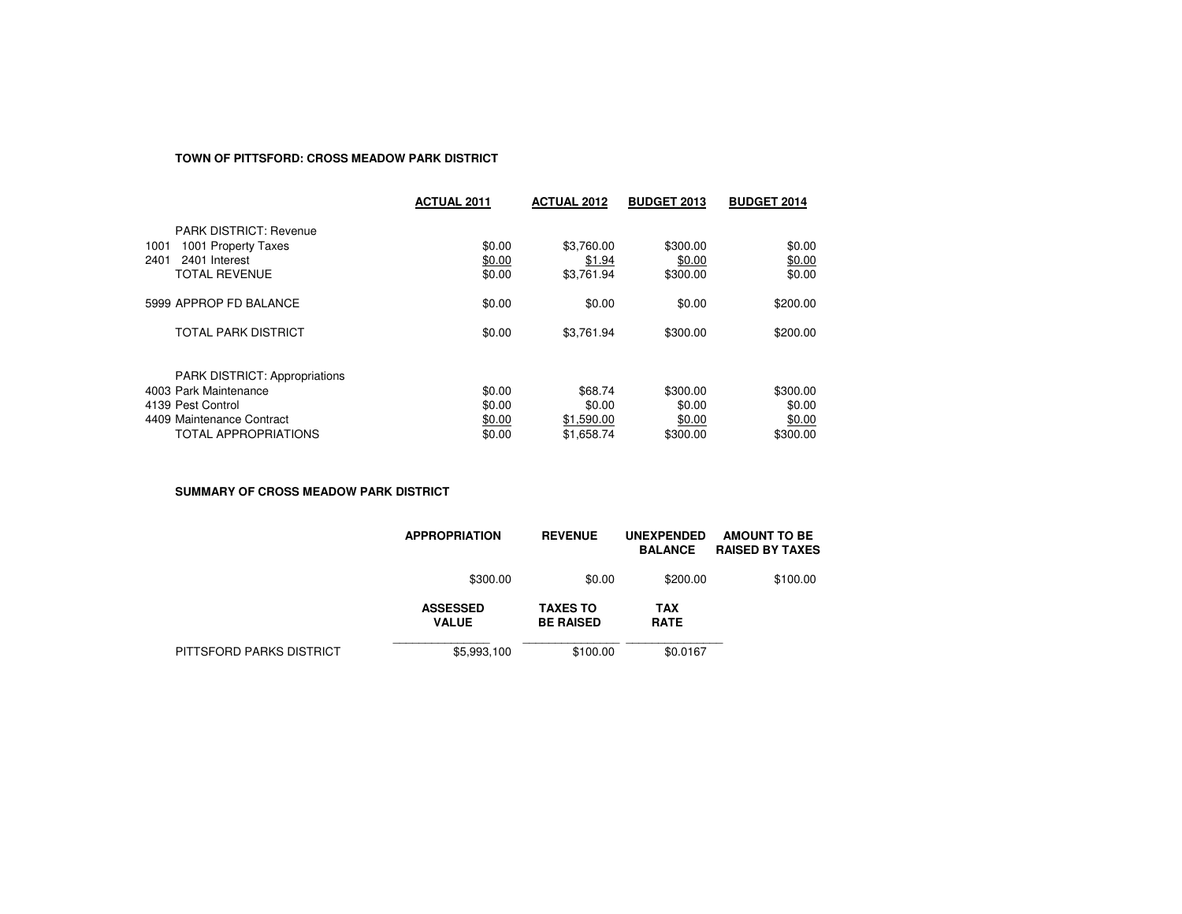**TOWN OF PITTSFORD: CROSS MEADOW PARK DISTRICT**

| | ACTUAL 2011 | ACTUAL 2012 | BUDGET 2013 | BUDGET 2014 |
|---|---|---|---|---|
| PARK DISTRICT: Revenue | | | | |
| 1001 1001 Property Taxes | $0.00 | $3,760.00 | $300.00 | $0.00 |
| 2401 2401 Interest | $0.00 | $1.94 | $0.00 | $0.00 |
| TOTAL REVENUE | $0.00 | $3,761.94 | $300.00 | $0.00 |
| 5999 APPROP FD BALANCE | $0.00 | $0.00 | $0.00 | $200.00 |
| TOTAL PARK DISTRICT | $0.00 | $3,761.94 | $300.00 | $200.00 |
| PARK DISTRICT: Appropriations | | | | |
| 4003 Park Maintenance | $0.00 | $68.74 | $300.00 | $300.00 |
| 4139 Pest Control | $0.00 | $0.00 | $0.00 | $0.00 |
| 4409 Maintenance Contract | $0.00 | $1,590.00 | $0.00 | $0.00 |
| TOTAL APPROPRIATIONS | $0.00 | $1,658.74 | $300.00 | $300.00 |

**SUMMARY OF CROSS MEADOW PARK DISTRICT**

| APPROPRIATION | REVENUE | UNEXPENDED BALANCE | AMOUNT TO BE RAISED BY TAXES |
|---|---|---|---|
| $300.00 | $0.00 | $200.00 | $100.00 |

| | ASSESSED VALUE | TAXES TO BE RAISED | TAX RATE |
|---|---|---|---|
| PITTSFORD PARKS DISTRICT | $5,993,100 | $100.00 | $0.0167 |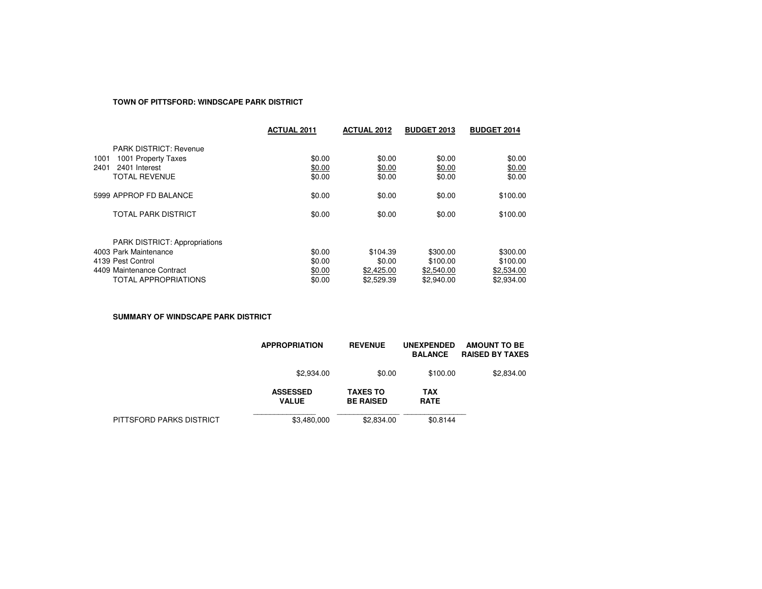**TOWN OF PITTSFORD: WINDSCAPE PARK DISTRICT**

| | ACTUAL 2011 | ACTUAL 2012 | BUDGET 2013 | BUDGET 2014 |
|---|---|---|---|---|
| PARK DISTRICT: Revenue | | | | |
| 1001 1001 Property Taxes | $0.00 | $0.00 | $0.00 | $0.00 |
| 2401 2401 Interest | $0.00 | $0.00 | $0.00 | $0.00 |
| TOTAL REVENUE | $0.00 | $0.00 | $0.00 | $0.00 |
| 5999 APPROP FD BALANCE | $0.00 | $0.00 | $0.00 | $100.00 |
| TOTAL PARK DISTRICT | $0.00 | $0.00 | $0.00 | $100.00 |
| PARK DISTRICT: Appropriations | | | | |
| 4003 Park Maintenance | $0.00 | $104.39 | $300.00 | $300.00 |
| 4139 Pest Control | $0.00 | $0.00 | $100.00 | $100.00 |
| 4409 Maintenance Contract | $0.00 | $2,425.00 | $2,540.00 | $2,534.00 |
| TOTAL APPROPRIATIONS | $0.00 | $2,529.39 | $2,940.00 | $2,934.00 |

**SUMMARY OF WINDSCAPE PARK DISTRICT**

| | APPROPRIATION | REVENUE | UNEXPENDED BALANCE | AMOUNT TO BE RAISED BY TAXES |
|---|---|---|---|---|
| | $2,934.00 | $0.00 | $100.00 | $2,834.00 |

| | ASSESSED VALUE | TAXES TO BE RAISED | TAX RATE |
|---|---|---|---|
| PITTSFORD PARKS DISTRICT | $3,480,000 | $2,834.00 | $0.8144 |